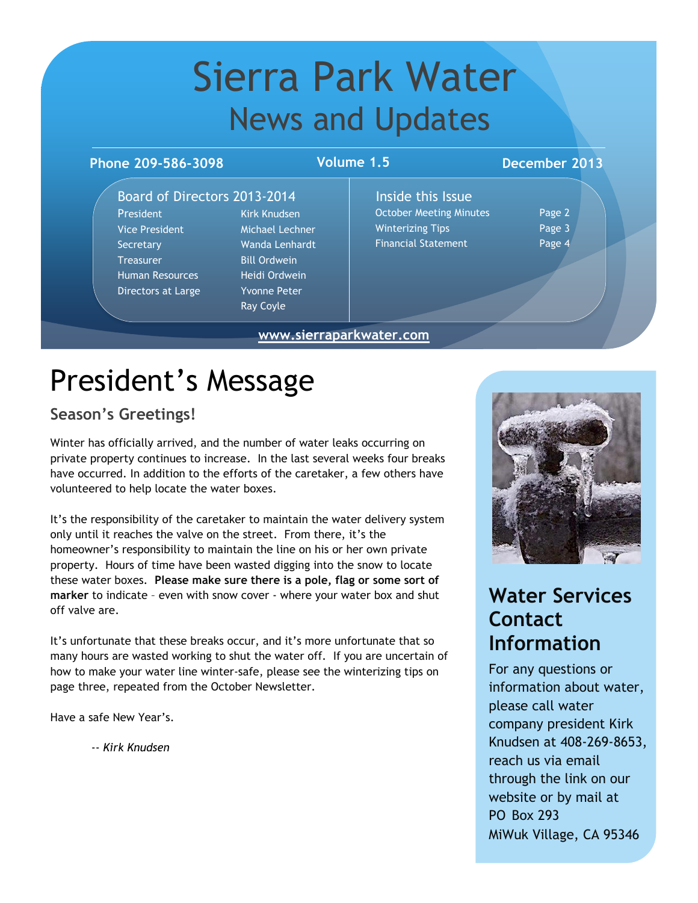# Sierra Park Water

## News and Updates

**Phone 209-586-3098** | **Volume 1.5** | **December 2013**

### Board of Directors 2013-2014

| | |
|---|---|
| President | Kirk Knudsen |
| Vice President | Michael Lechner |
| Secretary | Wanda Lenhardt |
| Treasurer | Bill Ordwein |
| Human Resources | Heidi Ordwein |
| Directors at Large | Yvonne Peter |
| | Ray Coyle |

### Inside this Issue

| | |
|---|---|
| October Meeting Minutes | Page 2 |
| Winterizing Tips | Page 3 |
| Financial Statement | Page 4 |

www.sierraparkwater.com

# President's Message

### Season's Greetings!

Winter has officially arrived, and the number of water leaks occurring on private property continues to increase. In the last several weeks four breaks have occurred. In addition to the efforts of the caretaker, a few others have volunteered to help locate the water boxes.

It's the responsibility of the caretaker to maintain the water delivery system only until it reaches the valve on the street. From there, it's the homeowner's responsibility to maintain the line on his or her own private property. Hours of time have been wasted digging into the snow to locate these water boxes. **Please make sure there is a pole, flag or some sort of marker** to indicate – even with snow cover - where your water box and shut off valve are.

It's unfortunate that these breaks occur, and it's more unfortunate that so many hours are wasted working to shut the water off. If you are uncertain of how to make your water line winter-safe, please see the winterizing tips on page three, repeated from the October Newsletter.

Have a safe New Year's.

*-- Kirk Knudsen*

## Water Services Contact Information

For any questions or information about water, please call water company president Kirk Knudsen at 408-269-8653, reach us via email through the link on our website or by mail at PO Box 293 MiWuk Village, CA 95346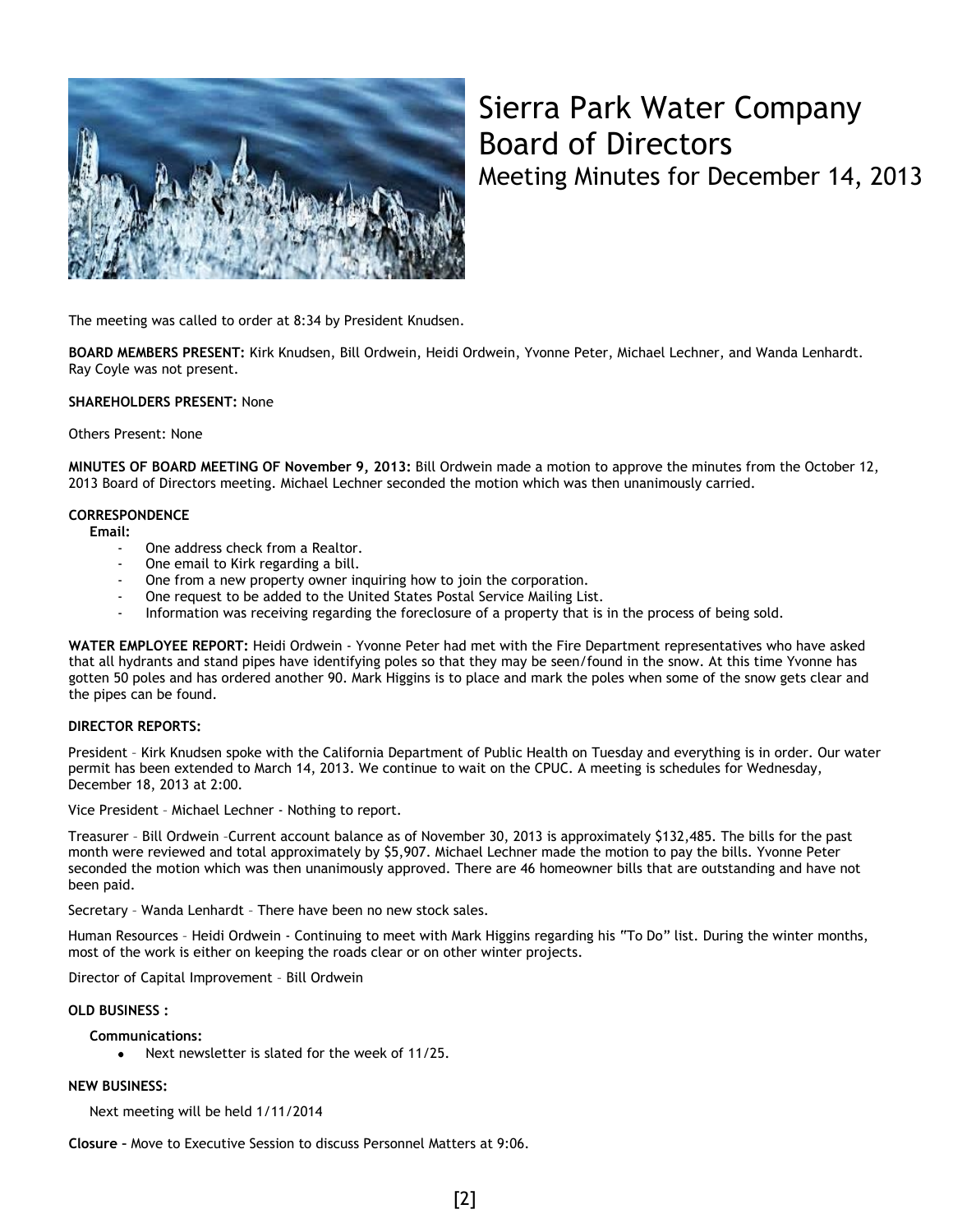# Sierra Park Water Company Board of Directors

## Meeting Minutes for December 14, 2013

The meeting was called to order at 8:34 by President Knudsen.

**BOARD MEMBERS PRESENT:** Kirk Knudsen, Bill Ordwein, Heidi Ordwein, Yvonne Peter, Michael Lechner, and Wanda Lenhardt. Ray Coyle was not present.

**SHAREHOLDERS PRESENT:** None

Others Present: None

**MINUTES OF BOARD MEETING OF November 9, 2013:** Bill Ordwein made a motion to approve the minutes from the October 12, 2013 Board of Directors meeting. Michael Lechner seconded the motion which was then unanimously carried.

**CORRESPONDENCE**

**Email:**

- One address check from a Realtor.
- One email to Kirk regarding a bill.
- One from a new property owner inquiring how to join the corporation.
- One request to be added to the United States Postal Service Mailing List.
- Information was receiving regarding the foreclosure of a property that is in the process of being sold.

**WATER EMPLOYEE REPORT:** Heidi Ordwein - Yvonne Peter had met with the Fire Department representatives who have asked that all hydrants and stand pipes have identifying poles so that they may be seen/found in the snow. At this time Yvonne has gotten 50 poles and has ordered another 90. Mark Higgins is to place and mark the poles when some of the snow gets clear and the pipes can be found.

**DIRECTOR REPORTS:**

President – Kirk Knudsen spoke with the California Department of Public Health on Tuesday and everything is in order. Our water permit has been extended to March 14, 2013. We continue to wait on the CPUC. A meeting is schedules for Wednesday, December 18, 2013 at 2:00.

Vice President – Michael Lechner - Nothing to report.

Treasurer – Bill Ordwein –Current account balance as of November 30, 2013 is approximately $132,485. The bills for the past month were reviewed and total approximately by $5,907. Michael Lechner made the motion to pay the bills. Yvonne Peter seconded the motion which was then unanimously approved. There are 46 homeowner bills that are outstanding and have not been paid.

Secretary – Wanda Lenhardt – There have been no new stock sales.

Human Resources – Heidi Ordwein - Continuing to meet with Mark Higgins regarding his "To Do" list. During the winter months, most of the work is either on keeping the roads clear or on other winter projects.

Director of Capital Improvement – Bill Ordwein

**OLD BUSINESS :**

**Communications:**

- Next newsletter is slated for the week of 11/25.

**NEW BUSINESS:**

Next meeting will be held 1/11/2014

**Closure –** Move to Executive Session to discuss Personnel Matters at 9:06.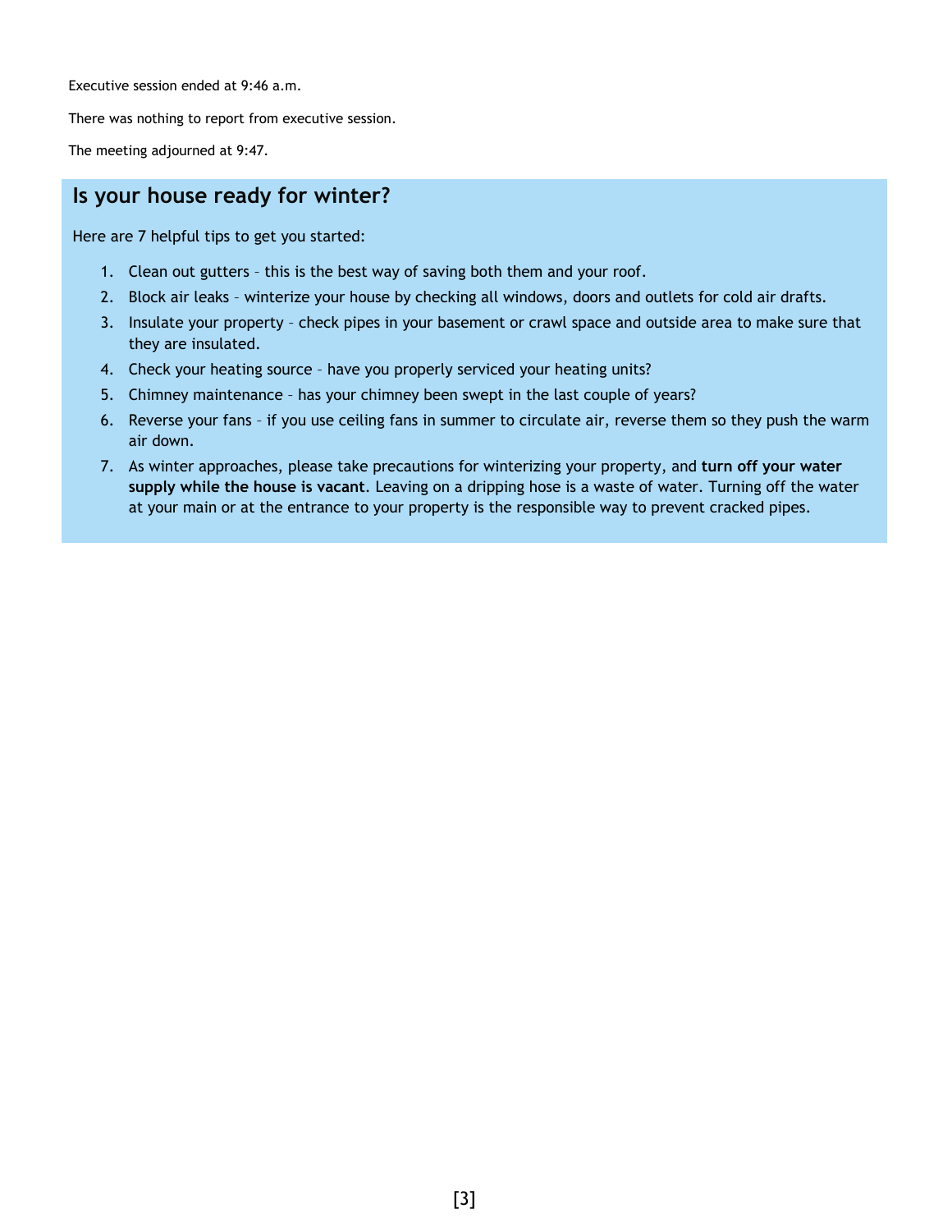Executive session ended at 9:46 a.m.

There was nothing to report from executive session.

The meeting adjourned at 9:47.

## Is your house ready for winter?

Here are 7 helpful tips to get you started:

1. Clean out gutters – this is the best way of saving both them and your roof.
2. Block air leaks – winterize your house by checking all windows, doors and outlets for cold air drafts.
3. Insulate your property – check pipes in your basement or crawl space and outside area to make sure that they are insulated.
4. Check your heating source – have you properly serviced your heating units?
5. Chimney maintenance – has your chimney been swept in the last couple of years?
6. Reverse your fans – if you use ceiling fans in summer to circulate air, reverse them so they push the warm air down.
7. As winter approaches, please take precautions for winterizing your property, and **turn off your water supply while the house is vacant**. Leaving on a dripping hose is a waste of water. Turning off the water at your main or at the entrance to your property is the responsible way to prevent cracked pipes.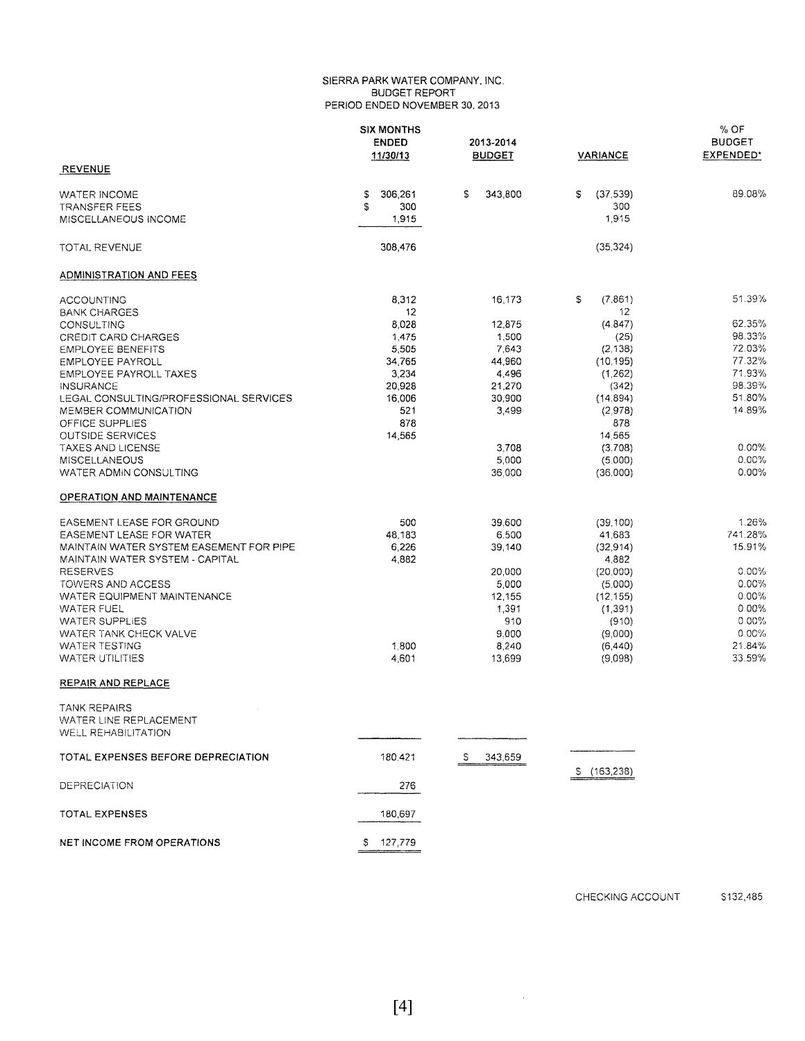SIERRA PARK WATER COMPANY, INC.
BUDGET REPORT
PERIOD ENDED NOVEMBER 30, 2013

| | SIX MONTHS ENDED 11/30/13 | 2013-2014 BUDGET | VARIANCE | % OF BUDGET EXPENDED* |
|---|---|---|---|---|
| **REVENUE** | | | | |
| WATER INCOME | $ 306,261 | $ 343,800 | $ (37,539) | 89.08% |
| TRANSFER FEES | $ 300 | | 300 | |
| MISCELLANEOUS INCOME | 1,915 | | 1,915 | |
| TOTAL REVENUE | 308,476 | | (35,324) | |
| **ADMINISTRATION AND FEES** | | | | |
| ACCOUNTING | 8,312 | 16,173 | $ (7,861) | 51.39% |
| BANK CHARGES | 12 | | 12 | |
| CONSULTING | 8,028 | 12,875 | (4,847) | 62.35% |
| CREDIT CARD CHARGES | 1,475 | 1,500 | (25) | 98.33% |
| EMPLOYEE BENEFITS | 5,505 | 7,643 | (2,138) | 72.03% |
| EMPLOYEE PAYROLL | 34,765 | 44,960 | (10,195) | 77.32% |
| EMPLOYEE PAYROLL TAXES | 3,234 | 4,496 | (1,262) | 71.93% |
| INSURANCE | 20,928 | 21,270 | (342) | 98.39% |
| LEGAL CONSULTING/PROFESSIONAL SERVICES | 16,006 | 30,900 | (14,894) | 51.80% |
| MEMBER COMMUNICATION | 521 | 3,499 | (2,978) | 14.89% |
| OFFICE SUPPLIES | 878 | | 878 | |
| OUTSIDE SERVICES | 14,565 | | 14,565 | |
| TAXES AND LICENSE | | 3,708 | (3,708) | 0.00% |
| MISCELLANEOUS | | 5,000 | (5,000) | 0.00% |
| WATER ADMIN CONSULTING | | 36,000 | (36,000) | 0.00% |
| **OPERATION AND MAINTENANCE** | | | | |
| EASEMENT LEASE FOR GROUND | 500 | 39,600 | (39,100) | 1.26% |
| EASEMENT LEASE FOR WATER | 48,183 | 6,500 | 41,683 | 741.28% |
| MAINTAIN WATER SYSTEM EASEMENT FOR PIPE | 6,226 | 39,140 | (32,914) | 15.91% |
| MAINTAIN WATER SYSTEM - CAPITAL | 4,882 | | 4,882 | |
| RESERVES | | 20,000 | (20,000) | 0.00% |
| TOWERS AND ACCESS | | 5,000 | (5,000) | 0.00% |
| WATER EQUIPMENT MAINTENANCE | | 12,155 | (12,155) | 0.00% |
| WATER FUEL | | 1,391 | (1,391) | 0.00% |
| WATER SUPPLIES | | 910 | (910) | 0.00% |
| WATER TANK CHECK VALVE | | 9,000 | (9,000) | 0.00% |
| WATER TESTING | 1,800 | 8,240 | (6,440) | 21.84% |
| WATER UTILITIES | 4,601 | 13,699 | (9,098) | 33.59% |
| **REPAIR AND REPLACE** | | | | |
| TANK REPAIRS | | | | |
| WATER LINE REPLACEMENT | | | | |
| WELL REHABILITATION | | | | |
| TOTAL EXPENSES BEFORE DEPRECIATION | 180,421 | $ 343,659 | $ (163,238) | |
| DEPRECIATION | 276 | | | |
| TOTAL EXPENSES | 180,697 | | | |
| NET INCOME FROM OPERATIONS | $ 127,779 | | | |

CHECKING ACCOUNT $132,485